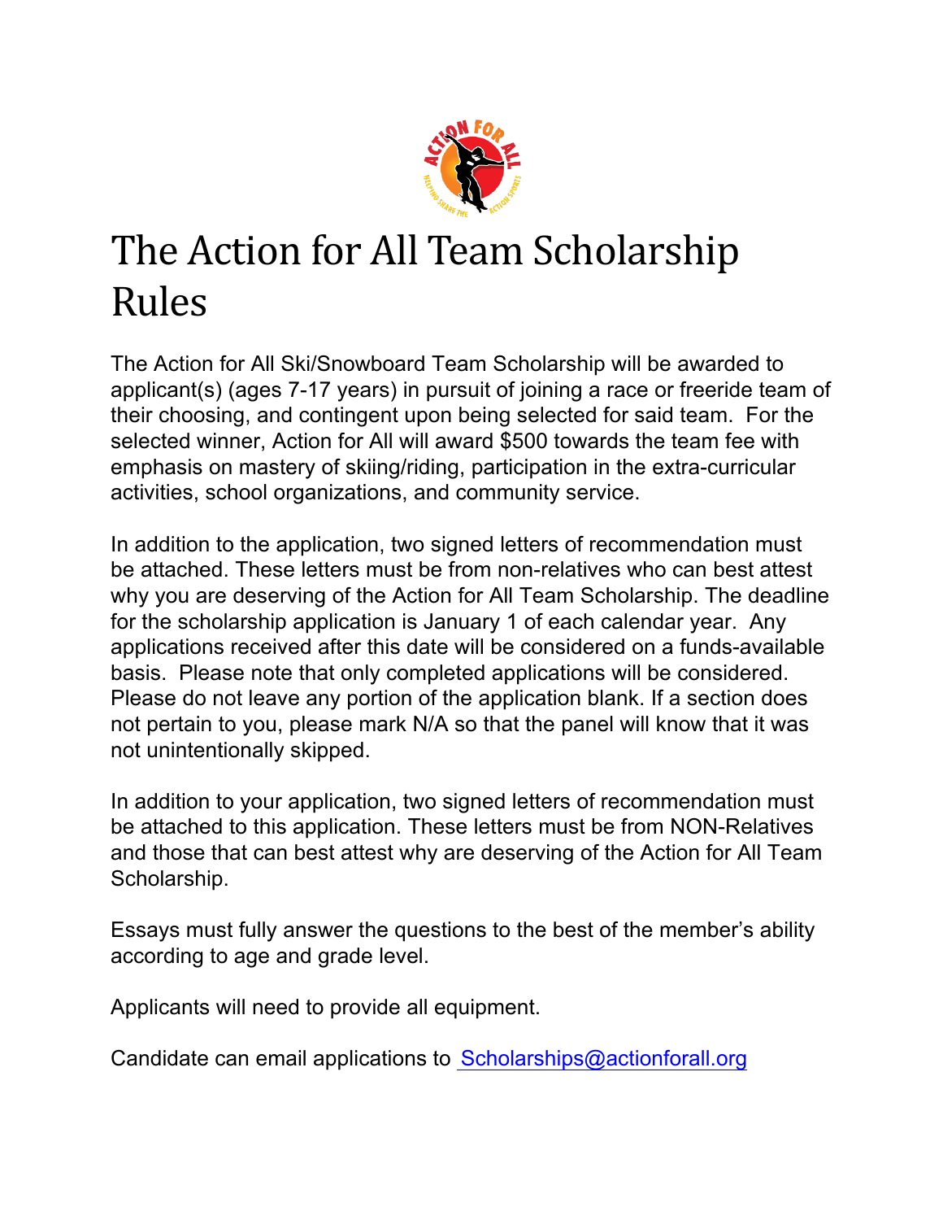# The Action for All Team Scholarship Rules

The Action for All Ski/Snowboard Team Scholarship will be awarded to applicant(s) (ages 7-17 years) in pursuit of joining a race or freeride team of their choosing, and contingent upon being selected for said team. For the selected winner, Action for All will award $500 towards the team fee with emphasis on mastery of skiing/riding, participation in the extra-curricular activities, school organizations, and community service.

In addition to the application, two signed letters of recommendation must be attached. These letters must be from non-relatives who can best attest why you are deserving of the Action for All Team Scholarship. The deadline for the scholarship application is January 1 of each calendar year. Any applications received after this date will be considered on a funds-available basis. Please note that only completed applications will be considered. Please do not leave any portion of the application blank. If a section does not pertain to you, please mark N/A so that the panel will know that it was not unintentionally skipped.

In addition to your application, two signed letters of recommendation must be attached to this application. These letters must be from NON-Relatives and those that can best attest why are deserving of the Action for All Team Scholarship.

Essays must fully answer the questions to the best of the member's ability according to age and grade level.

Applicants will need to provide all equipment.

Candidate can email applications to Scholarships@actionforall.org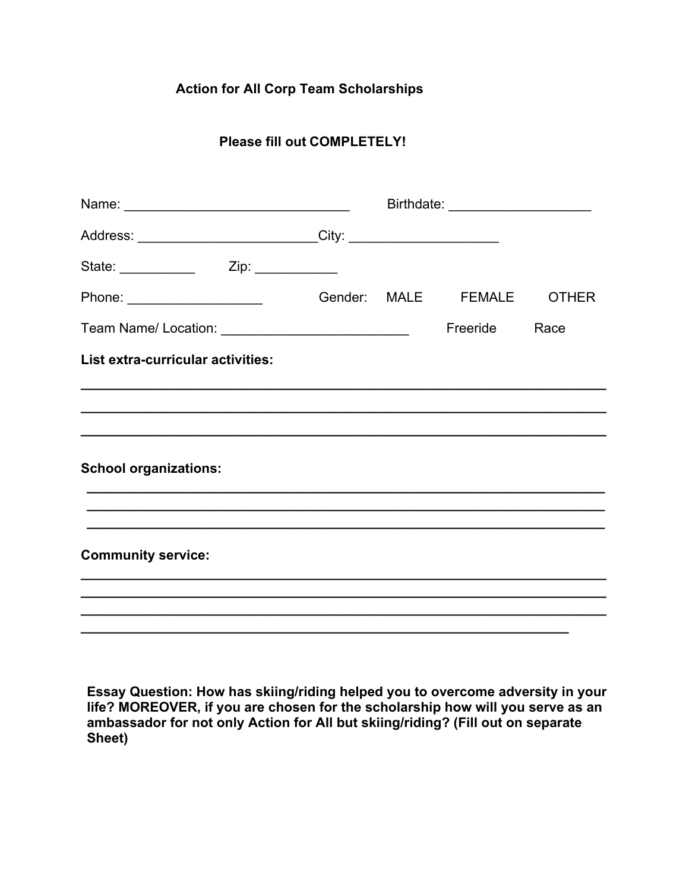**Action for All Corp Team Scholarships**

**Please fill out COMPLETELY!**

Name: ______________________________ Birthdate: ___________________

Address: ________________________City: ____________________

State: __________ Zip: ___________

Phone: __________________ Gender: MALE FEMALE OTHER

Team Name/ Location: ________________________ Freeride Race

**List extra-curricular activities:**

________________________________________________________________

________________________________________________________________

________________________________________________________________

**School organizations:**

________________________________________________________________

________________________________________________________________

________________________________________________________________

**Community service:**

________________________________________________________________

________________________________________________________________

________________________________________________________________

____________________________________________________________

**Essay Question: How has skiing/riding helped you to overcome adversity in your life? MOREOVER, if you are chosen for the scholarship how will you serve as an ambassador for not only Action for All but skiing/riding? (Fill out on separate Sheet)**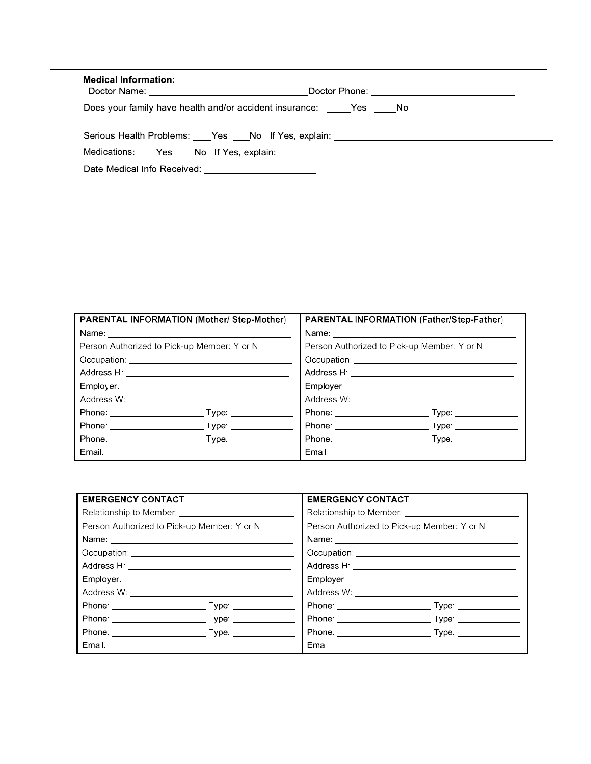**Medical Information:**

Doctor Name: ______________________________ Doctor Phone: ____________________________

Does your family have health and/or accident insurance: _____Yes _____No

Serious Health Problems: ____Yes ___No If Yes, explain: ________________________________________

Medications: ____Yes ___No If Yes, explain: ____________________________________________

Date Medical Info Received: _____________________

| PARENTAL INFORMATION (Mother/ Step-Mother) | PARENTAL INFORMATION (Father/Step-Father) |
|---|---|
| Name: ______________________________ | Name: ______________________________ |
| Person Authorized to Pick-up Member: Y or N | Person Authorized to Pick-up Member: Y or N |
| Occupation: ______________________________ | Occupation: ______________________________ |
| Address H: ______________________________ | Address H: ______________________________ |
| Employer: ______________________________ | Employer: ______________________________ |
| Address W: ______________________________ | Address W: ______________________________ |
| Phone: ________________ Type: ____________ | Phone: ________________ Type: ____________ |
| Phone: ________________ Type: ____________ | Phone: ________________ Type: ____________ |
| Phone: ________________ Type: ____________ | Phone: ________________ Type: ____________ |
| Email: ______________________________ | Email: ______________________________ |

| EMERGENCY CONTACT | EMERGENCY CONTACT |
|---|---|
| Relationship to Member: ____________________ | Relationship to Member ____________________ |
| Person Authorized to Pick-up Member: Y or N | Person Authorized to Pick-up Member: Y or N |
| Name: ______________________________ | Name: ______________________________ |
| Occupation ______________________________ | Occupation: ______________________________ |
| Address H: ______________________________ | Address H: ______________________________ |
| Employer: ______________________________ | Employer: ______________________________ |
| Address W: ______________________________ | Address W: ______________________________ |
| Phone: ________________ Type: ____________ | Phone: ________________ Type: ____________ |
| Phone: ________________ Type: ____________ | Phone: ________________ Type: ____________ |
| Phone: ________________ Type: ____________ | Phone: ________________ Type: ____________ |
| Email: ______________________________ | Email: ______________________________ |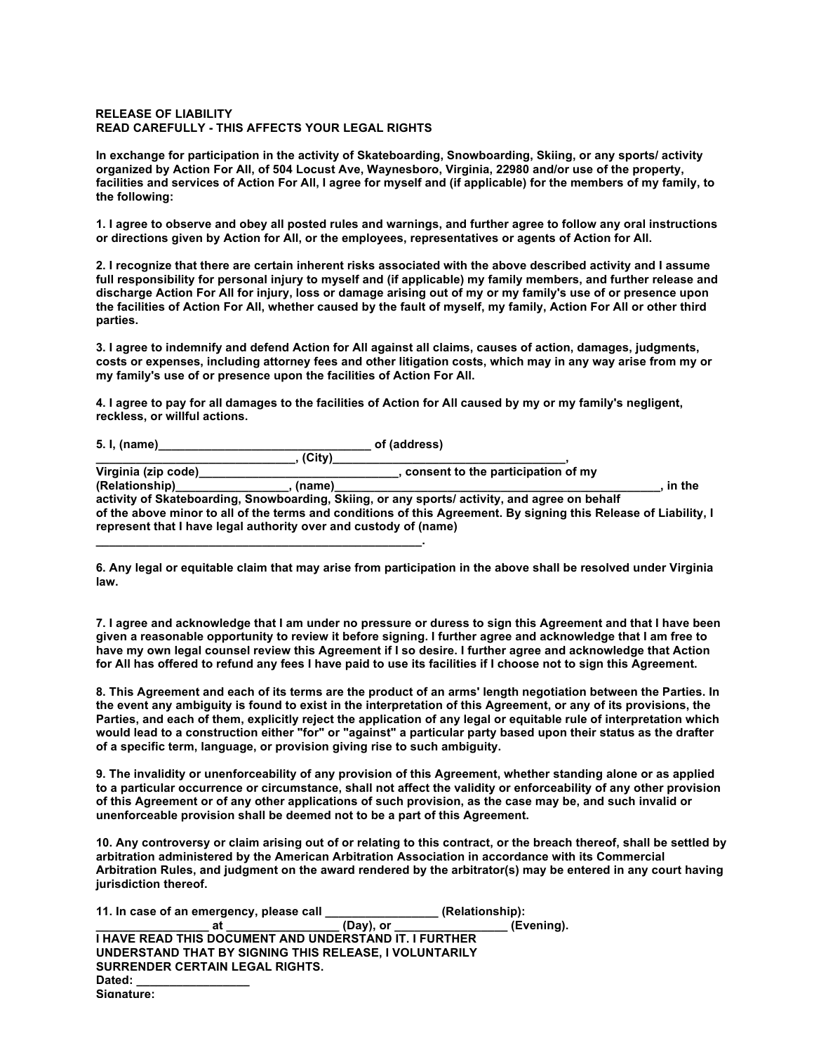**RELEASE OF LIABILITY**
**READ CAREFULLY - THIS AFFECTS YOUR LEGAL RIGHTS**

**In exchange for participation in the activity of Skateboarding, Snowboarding, Skiing, or any sports/ activity organized by Action For All, of 504 Locust Ave, Waynesboro, Virginia, 22980 and/or use of the property, facilities and services of Action For All, I agree for myself and (if applicable) for the members of my family, to the following:**

**1. I agree to observe and obey all posted rules and warnings, and further agree to follow any oral instructions or directions given by Action for All, or the employees, representatives or agents of Action for All.**

**2. I recognize that there are certain inherent risks associated with the above described activity and I assume full responsibility for personal injury to myself and (if applicable) my family members, and further release and discharge Action For All for injury, loss or damage arising out of my or my family's use of or presence upon the facilities of Action For All, whether caused by the fault of myself, my family, Action For All or other third parties.**

**3. I agree to indemnify and defend Action for All against all claims, causes of action, damages, judgments, costs or expenses, including attorney fees and other litigation costs, which may in any way arise from my or my family's use of or presence upon the facilities of Action For All.**

**4. I agree to pay for all damages to the facilities of Action for All caused by my or my family's negligent, reckless, or willful actions.**

**5. I, (name)________________________________ of (address) ________________________________, (City)____________________________________, Virginia (zip code)________________________________, consent to the participation of my (Relationship)_________________, (name)__________________________________________________, in the activity of Skateboarding, Snowboarding, Skiing, or any sports/ activity, and agree on behalf of the above minor to all of the terms and conditions of this Agreement. By signing this Release of Liability, I represent that I have legal authority over and custody of (name) __________________________________________________.**

**6. Any legal or equitable claim that may arise from participation in the above shall be resolved under Virginia law.**

**7. I agree and acknowledge that I am under no pressure or duress to sign this Agreement and that I have been given a reasonable opportunity to review it before signing. I further agree and acknowledge that I am free to have my own legal counsel review this Agreement if I so desire. I further agree and acknowledge that Action for All has offered to refund any fees I have paid to use its facilities if I choose not to sign this Agreement.**

**8. This Agreement and each of its terms are the product of an arms' length negotiation between the Parties. In the event any ambiguity is found to exist in the interpretation of this Agreement, or any of its provisions, the Parties, and each of them, explicitly reject the application of any legal or equitable rule of interpretation which would lead to a construction either "for" or "against" a particular party based upon their status as the drafter of a specific term, language, or provision giving rise to such ambiguity.**

**9. The invalidity or unenforceability of any provision of this Agreement, whether standing alone or as applied to a particular occurrence or circumstance, shall not affect the validity or enforceability of any other provision of this Agreement or of any other applications of such provision, as the case may be, and such invalid or unenforceable provision shall be deemed not to be a part of this Agreement.**

**10. Any controversy or claim arising out of or relating to this contract, or the breach thereof, shall be settled by arbitration administered by the American Arbitration Association in accordance with its Commercial Arbitration Rules, and judgment on the award rendered by the arbitrator(s) may be entered in any court having jurisdiction thereof.**

**11. In case of an emergency, please call _________________ (Relationship): _________________ at _________________ (Day), or _________________ (Evening).**

**I HAVE READ THIS DOCUMENT AND UNDERSTAND IT. I FURTHER UNDERSTAND THAT BY SIGNING THIS RELEASE, I VOLUNTARILY SURRENDER CERTAIN LEGAL RIGHTS.**

**Dated: _________________**

**Signature:**